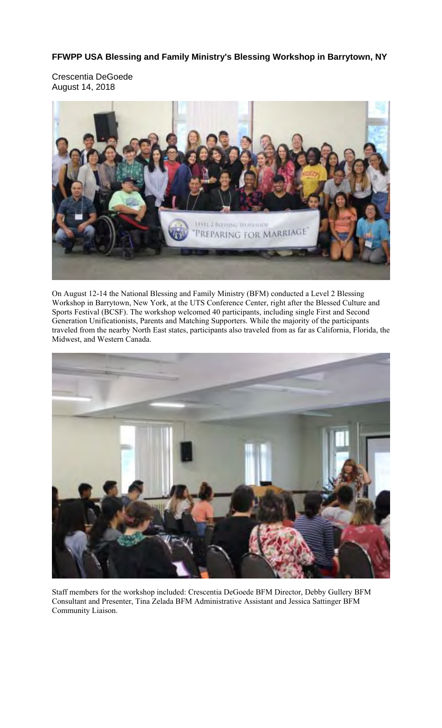**FFWPP USA Blessing and Family Ministry's Blessing Workshop in Barrytown, NY**

Crescentia DeGoede
August 14, 2018

On August 12-14 the National Blessing and Family Ministry (BFM) conducted a Level 2 Blessing Workshop in Barrytown, New York, at the UTS Conference Center, right after the Blessed Culture and Sports Festival (BCSF). The workshop welcomed 40 participants, including single First and Second Generation Unificationists, Parents and Matching Supporters. While the majority of the participants traveled from the nearby North East states, participants also traveled from as far as California, Florida, the Midwest, and Western Canada.

Staff members for the workshop included: Crescentia DeGoede BFM Director, Debby Gullery BFM Consultant and Presenter, Tina Zelada BFM Administrative Assistant and Jessica Sattinger BFM Community Liaison.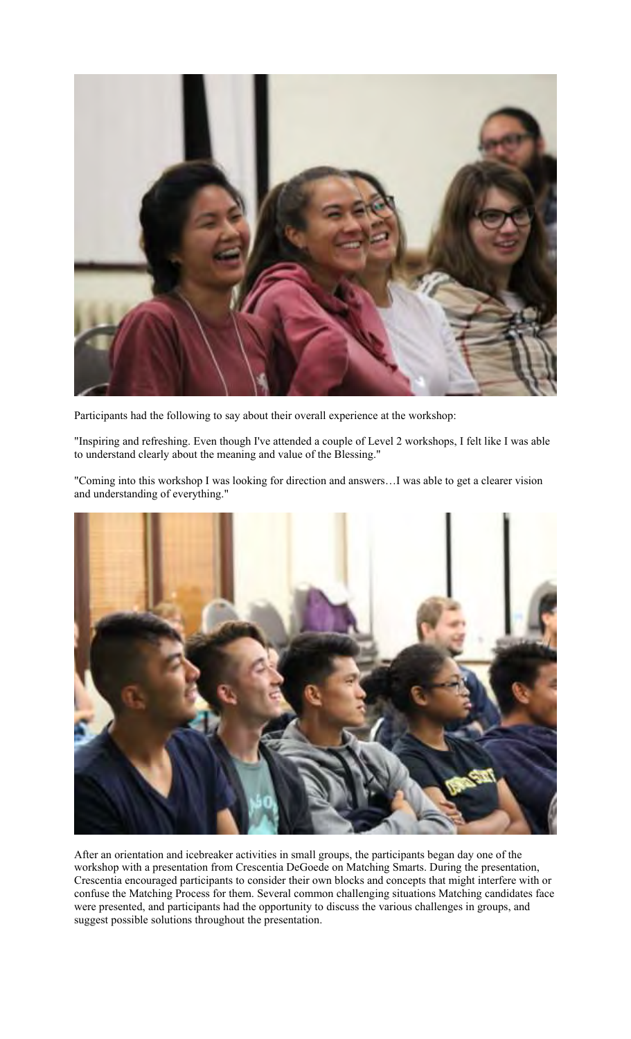Participants had the following to say about their overall experience at the workshop:

"Inspiring and refreshing. Even though I've attended a couple of Level 2 workshops, I felt like I was able to understand clearly about the meaning and value of the Blessing."

"Coming into this workshop I was looking for direction and answers…I was able to get a clearer vision and understanding of everything."

After an orientation and icebreaker activities in small groups, the participants began day one of the workshop with a presentation from Crescentia DeGoede on Matching Smarts. During the presentation, Crescentia encouraged participants to consider their own blocks and concepts that might interfere with or confuse the Matching Process for them. Several common challenging situations Matching candidates face were presented, and participants had the opportunity to discuss the various challenges in groups, and suggest possible solutions throughout the presentation.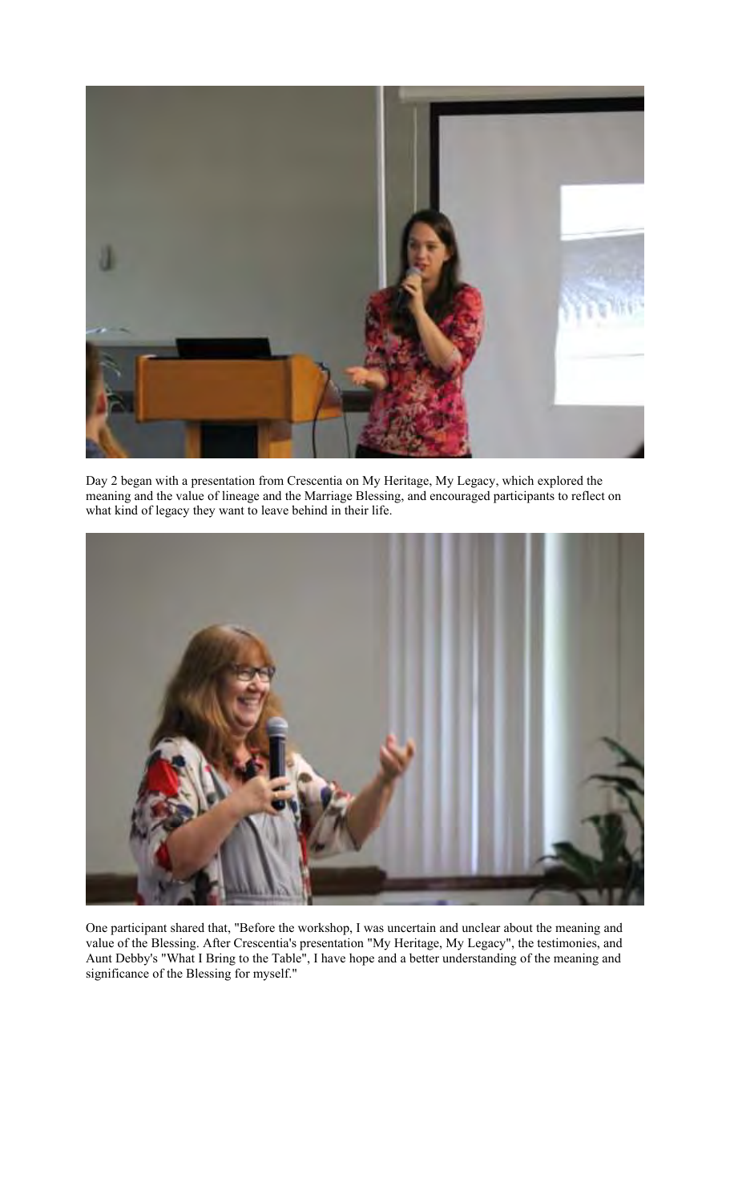Day 2 began with a presentation from Crescentia on My Heritage, My Legacy, which explored the meaning and the value of lineage and the Marriage Blessing, and encouraged participants to reflect on what kind of legacy they want to leave behind in their life.

One participant shared that, "Before the workshop, I was uncertain and unclear about the meaning and value of the Blessing. After Crescentia's presentation "My Heritage, My Legacy", the testimonies, and Aunt Debby's "What I Bring to the Table", I have hope and a better understanding of the meaning and significance of the Blessing for myself."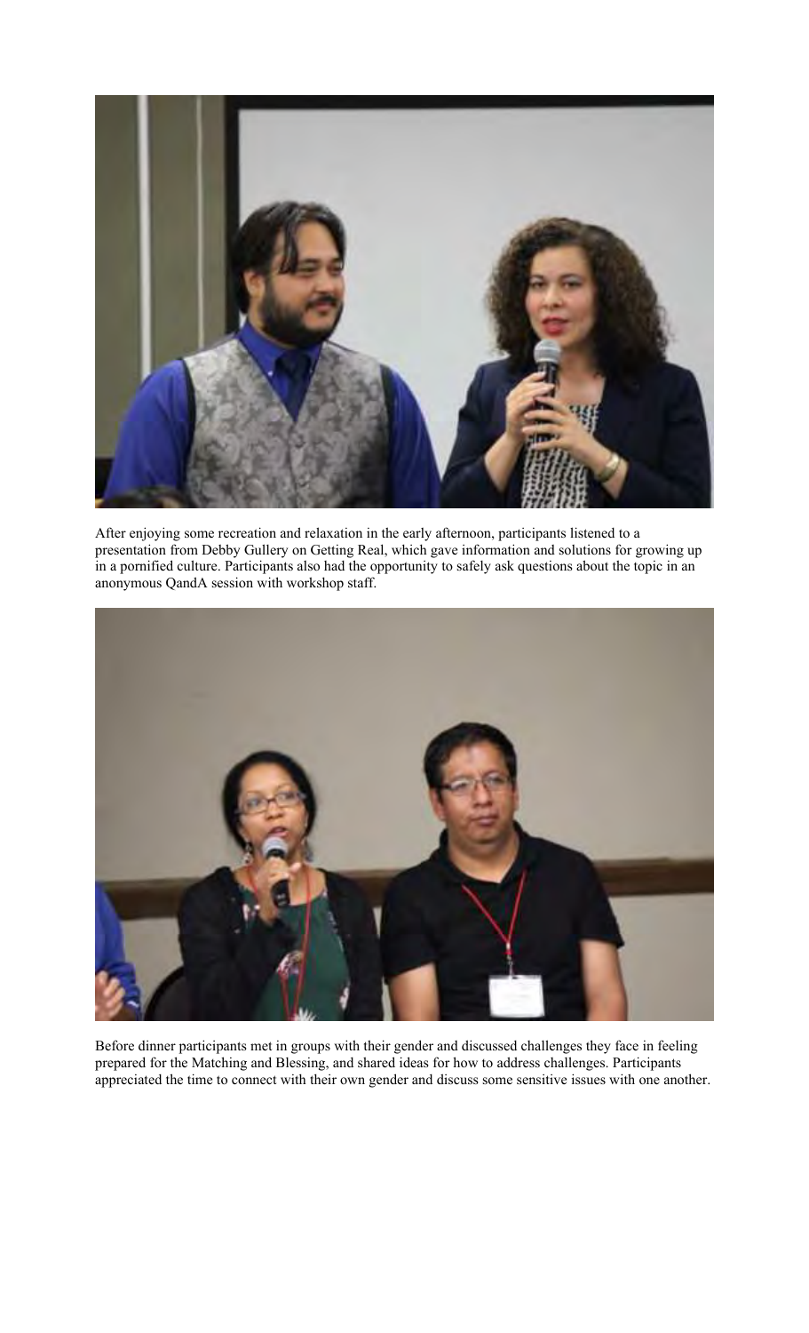After enjoying some recreation and relaxation in the early afternoon, participants listened to a presentation from Debby Gullery on Getting Real, which gave information and solutions for growing up in a pornified culture. Participants also had the opportunity to safely ask questions about the topic in an anonymous QandA session with workshop staff.

Before dinner participants met in groups with their gender and discussed challenges they face in feeling prepared for the Matching and Blessing, and shared ideas for how to address challenges. Participants appreciated the time to connect with their own gender and discuss some sensitive issues with one another.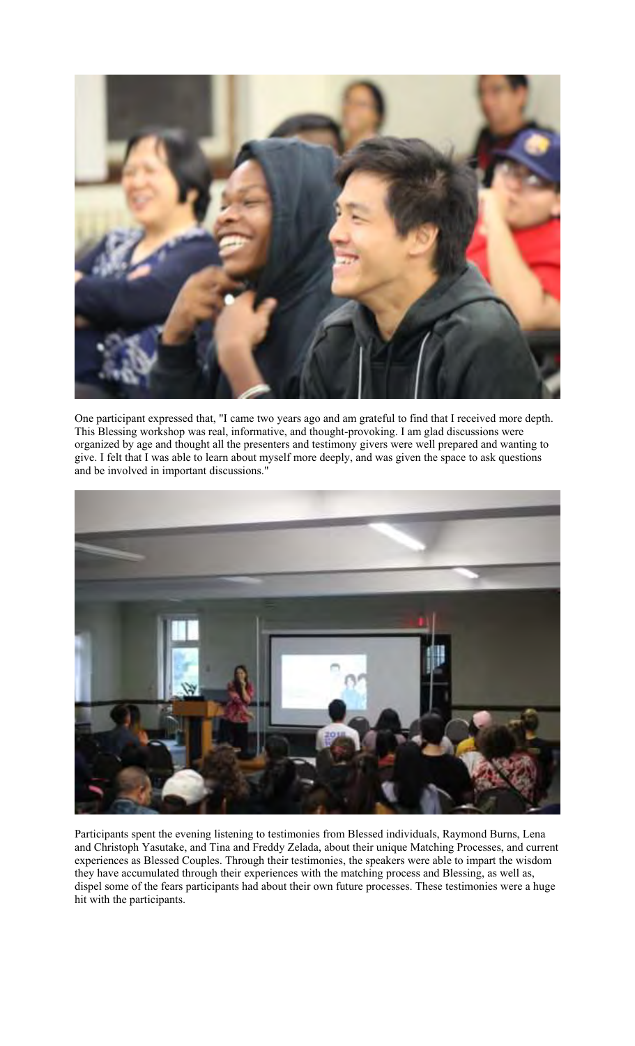One participant expressed that, "I came two years ago and am grateful to find that I received more depth. This Blessing workshop was real, informative, and thought-provoking. I am glad discussions were organized by age and thought all the presenters and testimony givers were well prepared and wanting to give. I felt that I was able to learn about myself more deeply, and was given the space to ask questions and be involved in important discussions."

Participants spent the evening listening to testimonies from Blessed individuals, Raymond Burns, Lena and Christoph Yasutake, and Tina and Freddy Zelada, about their unique Matching Processes, and current experiences as Blessed Couples. Through their testimonies, the speakers were able to impart the wisdom they have accumulated through their experiences with the matching process and Blessing, as well as, dispel some of the fears participants had about their own future processes. These testimonies were a huge hit with the participants.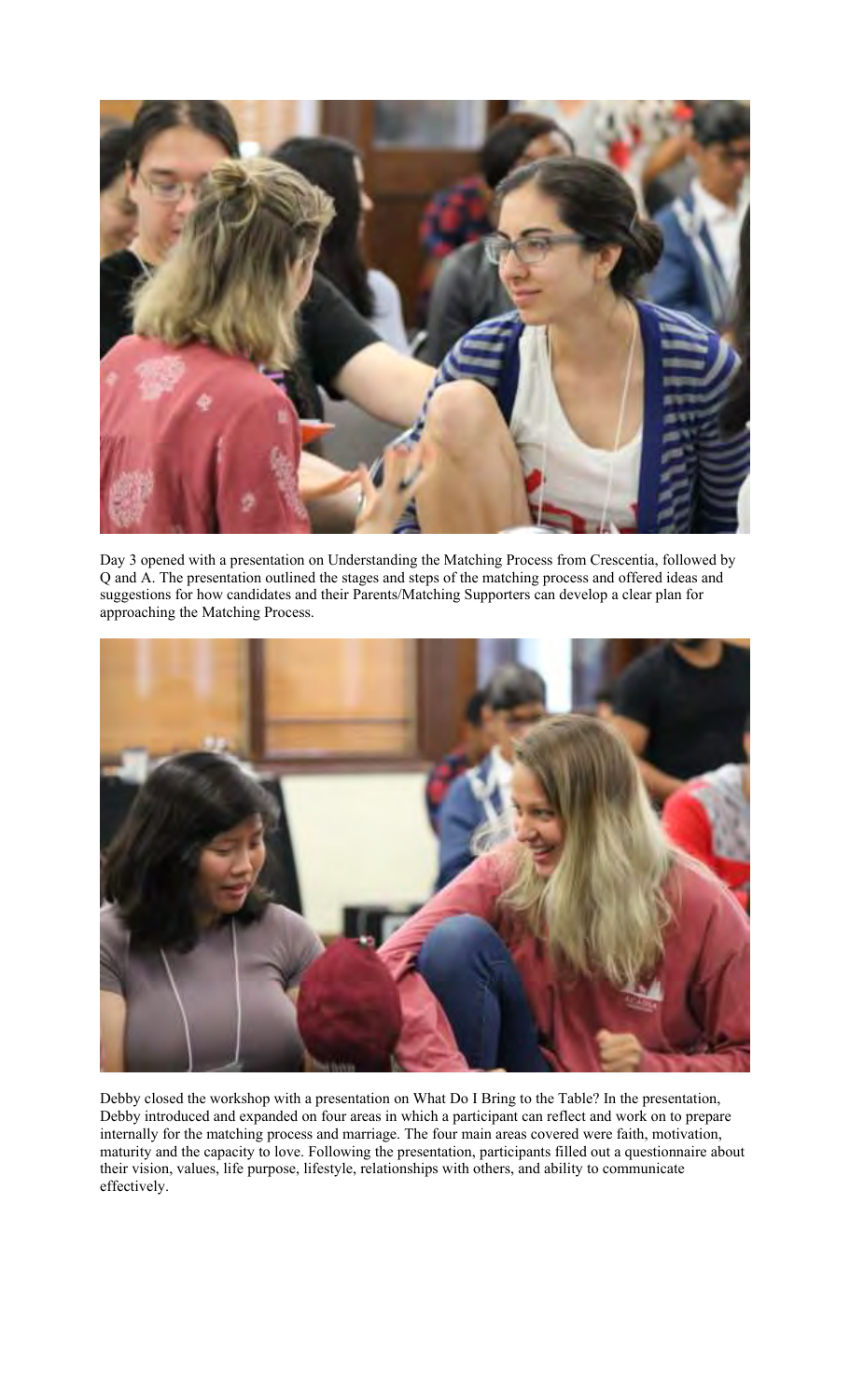Day 3 opened with a presentation on Understanding the Matching Process from Crescentia, followed by Q and A. The presentation outlined the stages and steps of the matching process and offered ideas and suggestions for how candidates and their Parents/Matching Supporters can develop a clear plan for approaching the Matching Process.

Debby closed the workshop with a presentation on What Do I Bring to the Table? In the presentation, Debby introduced and expanded on four areas in which a participant can reflect and work on to prepare internally for the matching process and marriage. The four main areas covered were faith, motivation, maturity and the capacity to love. Following the presentation, participants filled out a questionnaire about their vision, values, life purpose, lifestyle, relationships with others, and ability to communicate effectively.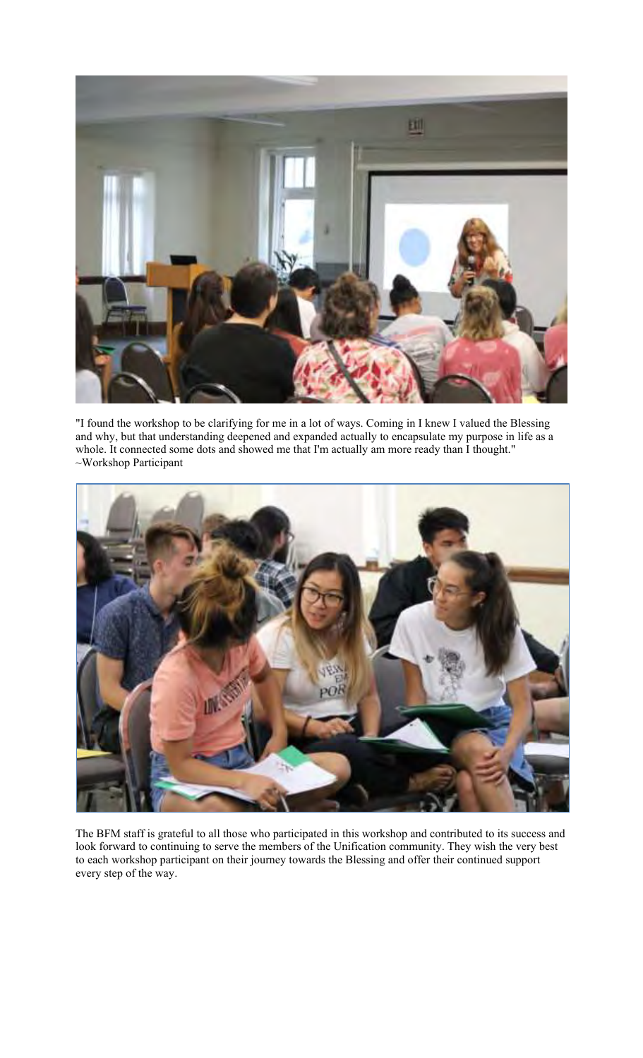"I found the workshop to be clarifying for me in a lot of ways. Coming in I knew I valued the Blessing and why, but that understanding deepened and expanded actually to encapsulate my purpose in life as a whole. It connected some dots and showed me that I'm actually am more ready than I thought."
~Workshop Participant

The BFM staff is grateful to all those who participated in this workshop and contributed to its success and look forward to continuing to serve the members of the Unification community. They wish the very best to each workshop participant on their journey towards the Blessing and offer their continued support every step of the way.